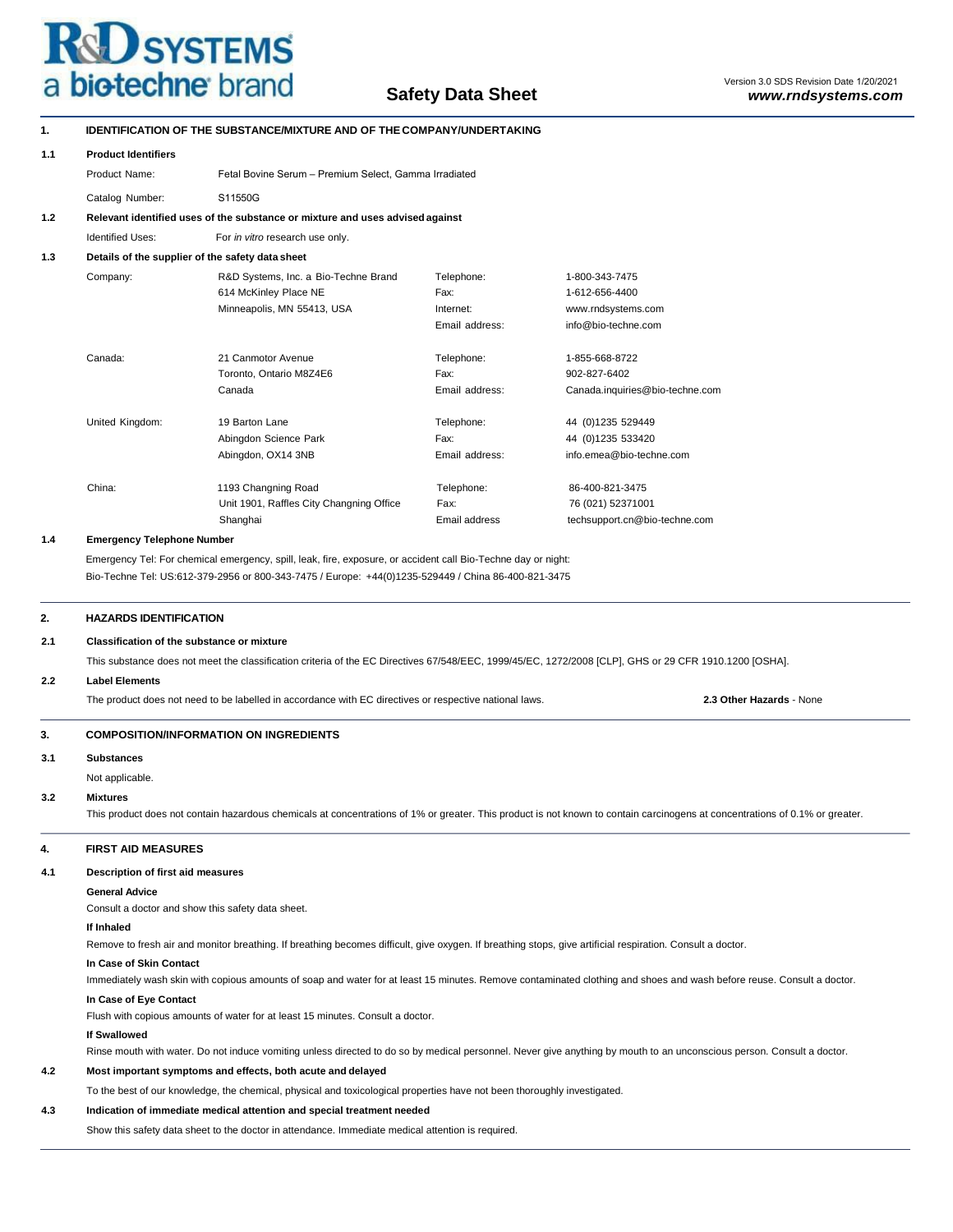R&D SYSTEMS
a bio-techne brand

# Safety Data Sheet

Version 3.0 SDS Revision Date 1/20/2021
**www.rndsystems.com**

## 1. IDENTIFICATION OF THE SUBSTANCE/MIXTURE AND OF THE COMPANY/UNDERTAKING

### 1.1 Product Identifiers

Product Name: Fetal Bovine Serum – Premium Select, Gamma Irradiated

Catalog Number: S11550G

### 1.2 Relevant identified uses of the substance or mixture and uses advised against

Identified Uses: For *in vitro* research use only.

### 1.3 Details of the supplier of the safety data sheet

| | | | |
|---|---|---|---|
| Company: | R&D Systems, Inc. a Bio-Techne Brand<br>614 McKinley Place NE<br>Minneapolis, MN 55413, USA | Telephone:<br>Fax:<br>Internet:<br>Email address: | 1-800-343-7475<br>1-612-656-4400<br>www.rndsystems.com<br>info@bio-techne.com |
| Canada: | 21 Canmotor Avenue<br>Toronto, Ontario M8Z4E6<br>Canada | Telephone:<br>Fax:<br>Email address: | 1-855-668-8722<br>902-827-6402<br>Canada.inquiries@bio-techne.com |
| United Kingdom: | 19 Barton Lane<br>Abingdon Science Park<br>Abingdon, OX14 3NB | Telephone:<br>Fax:<br>Email address: | 44 (0)1235 529449<br>44 (0)1235 533420<br>info.emea@bio-techne.com |
| China: | 1193 Changning Road<br>Unit 1901, Raffles City Changning Office<br>Shanghai | Telephone:<br>Fax:<br>Email address | 86-400-821-3475<br>76 (021) 52371001<br>techsupport.cn@bio-techne.com |

### 1.4 Emergency Telephone Number

Emergency Tel: For chemical emergency, spill, leak, fire, exposure, or accident call Bio-Techne day or night:
Bio-Techne Tel: US:612-379-2956 or 800-343-7475 / Europe: +44(0)1235-529449 / China 86-400-821-3475

## 2. HAZARDS IDENTIFICATION

### 2.1 Classification of the substance or mixture

This substance does not meet the classification criteria of the EC Directives 67/548/EEC, 1999/45/EC, 1272/2008 [CLP], GHS or 29 CFR 1910.1200 [OSHA].

### 2.2 Label Elements

The product does not need to be labelled in accordance with EC directives or respective national laws.

**2.3 Other Hazards** - None

## 3. COMPOSITION/INFORMATION ON INGREDIENTS

### 3.1 Substances

Not applicable.

### 3.2 Mixtures

This product does not contain hazardous chemicals at concentrations of 1% or greater. This product is not known to contain carcinogens at concentrations of 0.1% or greater.

## 4. FIRST AID MEASURES

### 4.1 Description of first aid measures

**General Advice**

Consult a doctor and show this safety data sheet.

**If Inhaled**

Remove to fresh air and monitor breathing. If breathing becomes difficult, give oxygen. If breathing stops, give artificial respiration. Consult a doctor.

**In Case of Skin Contact**

Immediately wash skin with copious amounts of soap and water for at least 15 minutes. Remove contaminated clothing and shoes and wash before reuse. Consult a doctor.

**In Case of Eye Contact**

Flush with copious amounts of water for at least 15 minutes. Consult a doctor.

**If Swallowed**

Rinse mouth with water. Do not induce vomiting unless directed to do so by medical personnel. Never give anything by mouth to an unconscious person. Consult a doctor.

### 4.2 Most important symptoms and effects, both acute and delayed

To the best of our knowledge, the chemical, physical and toxicological properties have not been thoroughly investigated.

### 4.3 Indication of immediate medical attention and special treatment needed

Show this safety data sheet to the doctor in attendance. Immediate medical attention is required.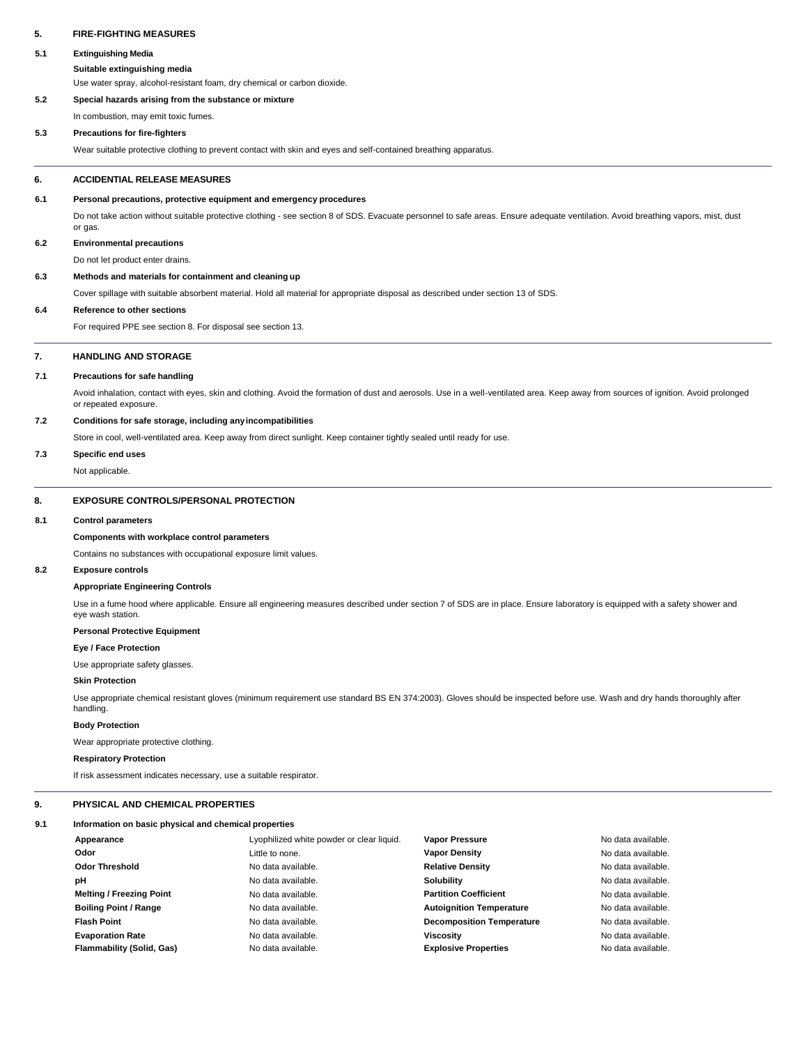## 5. FIRE-FIGHTING MEASURES

### 5.1 Extinguishing Media

**Suitable extinguishing media**

Use water spray, alcohol-resistant foam, dry chemical or carbon dioxide.

### 5.2 Special hazards arising from the substance or mixture

In combustion, may emit toxic fumes.

### 5.3 Precautions for fire-fighters

Wear suitable protective clothing to prevent contact with skin and eyes and self-contained breathing apparatus.

## 6. ACCIDENTIAL RELEASE MEASURES

### 6.1 Personal precautions, protective equipment and emergency procedures

Do not take action without suitable protective clothing - see section 8 of SDS. Evacuate personnel to safe areas. Ensure adequate ventilation. Avoid breathing vapors, mist, dust or gas.

### 6.2 Environmental precautions

Do not let product enter drains.

### 6.3 Methods and materials for containment and cleaning up

Cover spillage with suitable absorbent material. Hold all material for appropriate disposal as described under section 13 of SDS.

### 6.4 Reference to other sections

For required PPE see section 8. For disposal see section 13.

## 7. HANDLING AND STORAGE

### 7.1 Precautions for safe handling

Avoid inhalation, contact with eyes, skin and clothing. Avoid the formation of dust and aerosols. Use in a well-ventilated area. Keep away from sources of ignition. Avoid prolonged or repeated exposure.

### 7.2 Conditions for safe storage, including any incompatibilities

Store in cool, well-ventilated area. Keep away from direct sunlight. Keep container tightly sealed until ready for use.

### 7.3 Specific end uses

Not applicable.

## 8. EXPOSURE CONTROLS/PERSONAL PROTECTION

### 8.1 Control parameters

**Components with workplace control parameters**

Contains no substances with occupational exposure limit values.

### 8.2 Exposure controls

**Appropriate Engineering Controls**

Use in a fume hood where applicable. Ensure all engineering measures described under section 7 of SDS are in place. Ensure laboratory is equipped with a safety shower and eye wash station.

**Personal Protective Equipment**

**Eye / Face Protection**

Use appropriate safety glasses.

**Skin Protection**

Use appropriate chemical resistant gloves (minimum requirement use standard BS EN 374:2003). Gloves should be inspected before use. Wash and dry hands thoroughly after handling.

**Body Protection**

Wear appropriate protective clothing.

**Respiratory Protection**

If risk assessment indicates necessary, use a suitable respirator.

## 9. PHYSICAL AND CHEMICAL PROPERTIES

### 9.1 Information on basic physical and chemical properties

| Property | Value | Property | Value |
|---|---|---|---|
| **Appearance** | Lyophilized white powder or clear liquid. | **Vapor Pressure** | No data available. |
| **Odor** | Little to none. | **Vapor Density** | No data available. |
| **Odor Threshold** | No data available. | **Relative Density** | No data available. |
| **pH** | No data available. | **Solubility** | No data available. |
| **Melting / Freezing Point** | No data available. | **Partition Coefficient** | No data available. |
| **Boiling Point / Range** | No data available. | **Autoignition Temperature** | No data available. |
| **Flash Point** | No data available. | **Decomposition Temperature** | No data available. |
| **Evaporation Rate** | No data available. | **Viscosity** | No data available. |
| **Flammability (Solid, Gas)** | No data available. | **Explosive Properties** | No data available. |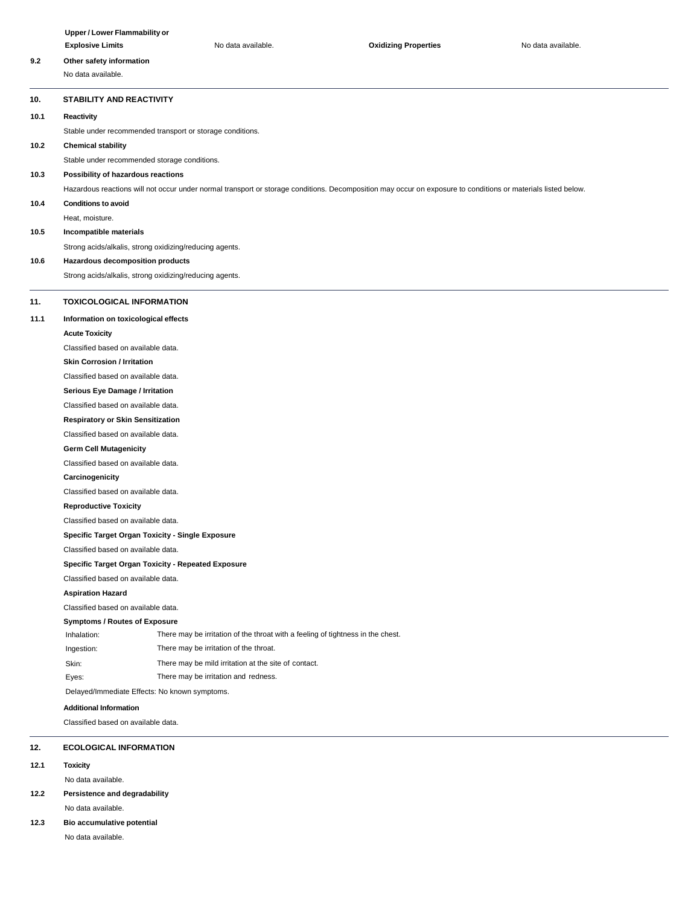| Upper / Lower Flammability or Explosive Limits | No data available. | Oxidizing Properties | No data available. |
| --- | --- | --- | --- |

**9.2 Other safety information**

No data available.

## 10. STABILITY AND REACTIVITY

**10.1 Reactivity**

Stable under recommended transport or storage conditions.

**10.2 Chemical stability**

Stable under recommended storage conditions.

**10.3 Possibility of hazardous reactions**

Hazardous reactions will not occur under normal transport or storage conditions. Decomposition may occur on exposure to conditions or materials listed below.

**10.4 Conditions to avoid**

Heat, moisture.

**10.5 Incompatible materials**

Strong acids/alkalis, strong oxidizing/reducing agents.

**10.6 Hazardous decomposition products**

Strong acids/alkalis, strong oxidizing/reducing agents.

## 11. TOXICOLOGICAL INFORMATION

**11.1 Information on toxicological effects**

**Acute Toxicity**

Classified based on available data.

**Skin Corrosion / Irritation**

Classified based on available data.

**Serious Eye Damage / Irritation**

Classified based on available data.

**Respiratory or Skin Sensitization**

Classified based on available data.

**Germ Cell Mutagenicity**

Classified based on available data.

**Carcinogenicity**

Classified based on available data.

**Reproductive Toxicity**

Classified based on available data.

**Specific Target Organ Toxicity - Single Exposure**

Classified based on available data.

**Specific Target Organ Toxicity - Repeated Exposure**

Classified based on available data.

**Aspiration Hazard**

Classified based on available data.

**Symptoms / Routes of Exposure**

| | |
| --- | --- |
| Inhalation: | There may be irritation of the throat with a feeling of tightness in the chest. |
| Ingestion: | There may be irritation of the throat. |
| Skin: | There may be mild irritation at the site of contact. |
| Eyes: | There may be irritation and redness. |

Delayed/Immediate Effects: No known symptoms.

**Additional Information**

Classified based on available data.

## 12. ECOLOGICAL INFORMATION

**12.1 Toxicity**

No data available.

**12.2 Persistence and degradability**

No data available.

**12.3 Bio accumulative potential**

No data available.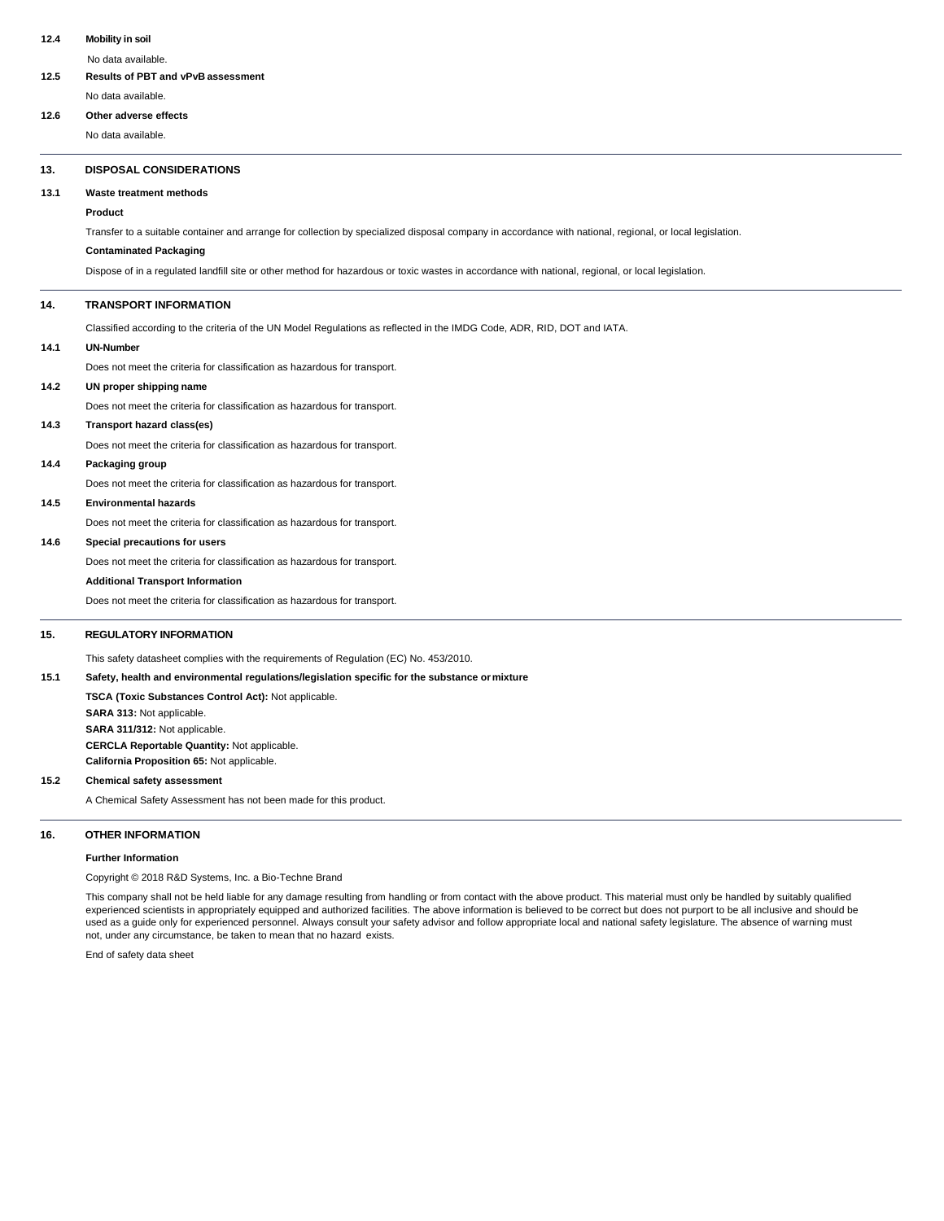**12.4 Mobility in soil**

No data available.

**12.5 Results of PBT and vPvB assessment**

No data available.

**12.6 Other adverse effects**

No data available.

## 13. DISPOSAL CONSIDERATIONS

**13.1 Waste treatment methods**

**Product**

Transfer to a suitable container and arrange for collection by specialized disposal company in accordance with national, regional, or local legislation.

**Contaminated Packaging**

Dispose of in a regulated landfill site or other method for hazardous or toxic wastes in accordance with national, regional, or local legislation.

## 14. TRANSPORT INFORMATION

Classified according to the criteria of the UN Model Regulations as reflected in the IMDG Code, ADR, RID, DOT and IATA.

**14.1 UN-Number**

Does not meet the criteria for classification as hazardous for transport.

**14.2 UN proper shipping name**

Does not meet the criteria for classification as hazardous for transport.

**14.3 Transport hazard class(es)**

Does not meet the criteria for classification as hazardous for transport.

**14.4 Packaging group**

Does not meet the criteria for classification as hazardous for transport.

**14.5 Environmental hazards**

Does not meet the criteria for classification as hazardous for transport.

**14.6 Special precautions for users**

Does not meet the criteria for classification as hazardous for transport.

**Additional Transport Information**

Does not meet the criteria for classification as hazardous for transport.

## 15. REGULATORY INFORMATION

This safety datasheet complies with the requirements of Regulation (EC) No. 453/2010.

**15.1 Safety, health and environmental regulations/legislation specific for the substance or mixture**

**TSCA (Toxic Substances Control Act):** Not applicable.
**SARA 313:** Not applicable.
**SARA 311/312:** Not applicable.
**CERCLA Reportable Quantity:** Not applicable.
**California Proposition 65:** Not applicable.

**15.2 Chemical safety assessment**

A Chemical Safety Assessment has not been made for this product.

## 16. OTHER INFORMATION

**Further Information**

Copyright © 2018 R&D Systems, Inc. a Bio-Techne Brand

This company shall not be held liable for any damage resulting from handling or from contact with the above product. This material must only be handled by suitably qualified experienced scientists in appropriately equipped and authorized facilities. The above information is believed to be correct but does not purport to be all inclusive and should be used as a guide only for experienced personnel. Always consult your safety advisor and follow appropriate local and national safety legislature. The absence of warning must not, under any circumstance, be taken to mean that no hazard exists.

End of safety data sheet